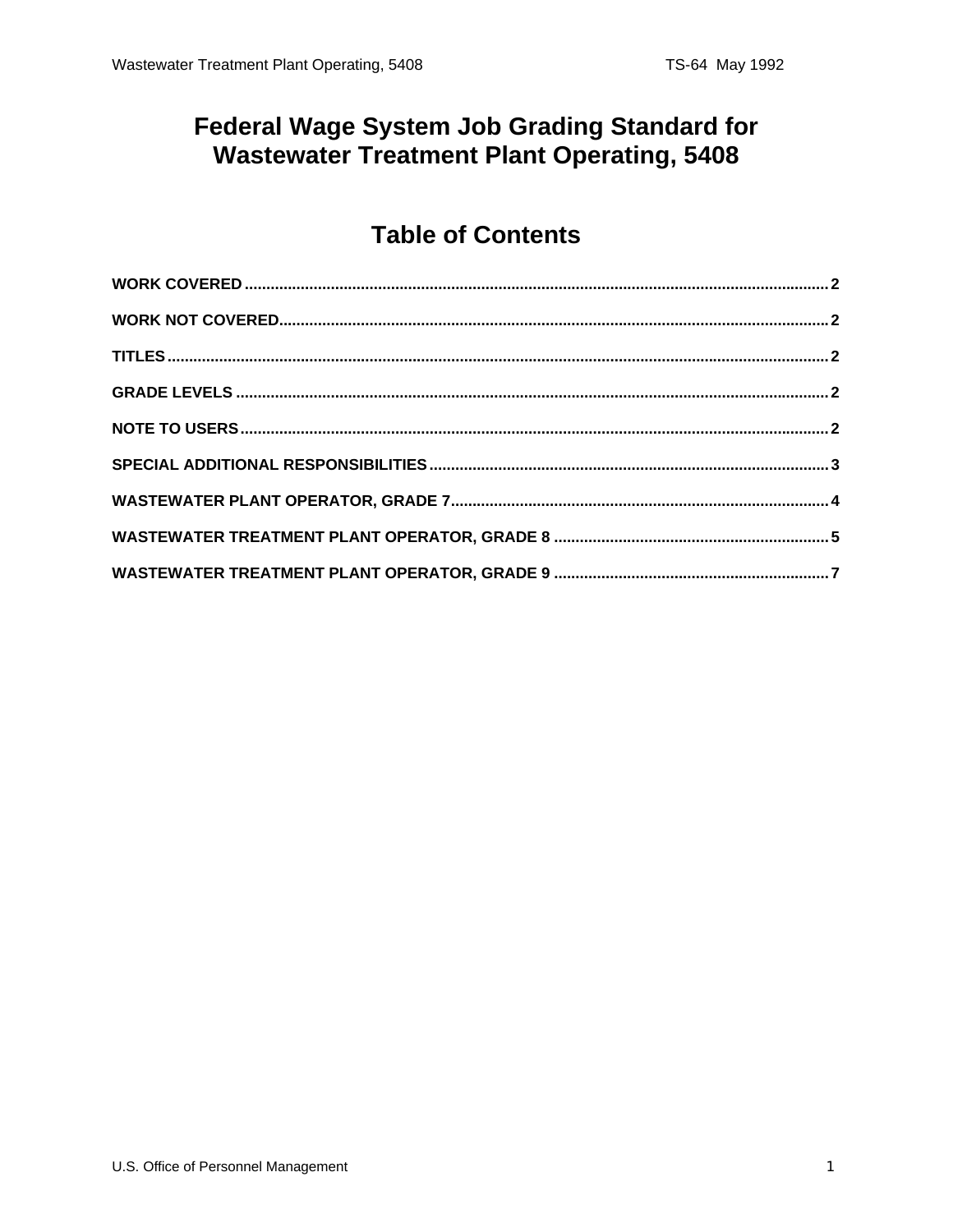# Federal Wage System Job Grading Standard for Wastewater Treatment Plant Operating, 5408

## Table of Contents

WORK COVERED ..... 2

WORK NOT COVERED ..... 2

TITLES ..... 2

GRADE LEVELS ..... 2

NOTE TO USERS ..... 2

SPECIAL ADDITIONAL RESPONSIBILITIES ..... 3

WASTEWATER PLANT OPERATOR, GRADE 7 ..... 4

WASTEWATER TREATMENT PLANT OPERATOR, GRADE 8 ..... 5

WASTEWATER TREATMENT PLANT OPERATOR, GRADE 9 ..... 7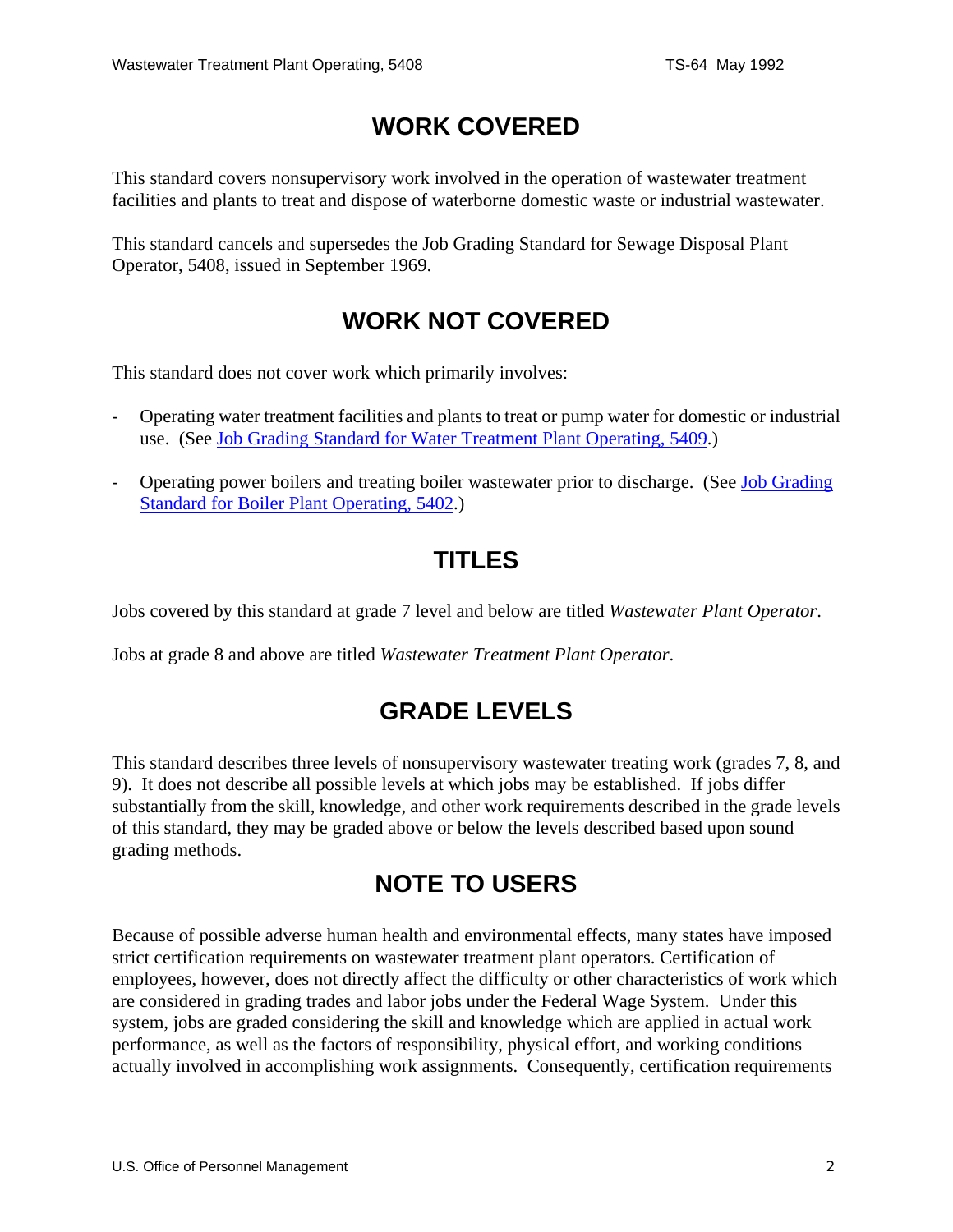## WORK COVERED

This standard covers nonsupervisory work involved in the operation of wastewater treatment facilities and plants to treat and dispose of waterborne domestic waste or industrial wastewater.

This standard cancels and supersedes the Job Grading Standard for Sewage Disposal Plant Operator, 5408, issued in September 1969.

## WORK NOT COVERED

This standard does not cover work which primarily involves:

- Operating water treatment facilities and plants to treat or pump water for domestic or industrial use. (See Job Grading Standard for Water Treatment Plant Operating, 5409.)

- Operating power boilers and treating boiler wastewater prior to discharge. (See Job Grading Standard for Boiler Plant Operating, 5402.)

## TITLES

Jobs covered by this standard at grade 7 level and below are titled *Wastewater Plant Operator*.

Jobs at grade 8 and above are titled *Wastewater Treatment Plant Operator*.

## GRADE LEVELS

This standard describes three levels of nonsupervisory wastewater treating work (grades 7, 8, and 9). It does not describe all possible levels at which jobs may be established. If jobs differ substantially from the skill, knowledge, and other work requirements described in the grade levels of this standard, they may be graded above or below the levels described based upon sound grading methods.

## NOTE TO USERS

Because of possible adverse human health and environmental effects, many states have imposed strict certification requirements on wastewater treatment plant operators. Certification of employees, however, does not directly affect the difficulty or other characteristics of work which are considered in grading trades and labor jobs under the Federal Wage System. Under this system, jobs are graded considering the skill and knowledge which are applied in actual work performance, as well as the factors of responsibility, physical effort, and working conditions actually involved in accomplishing work assignments. Consequently, certification requirements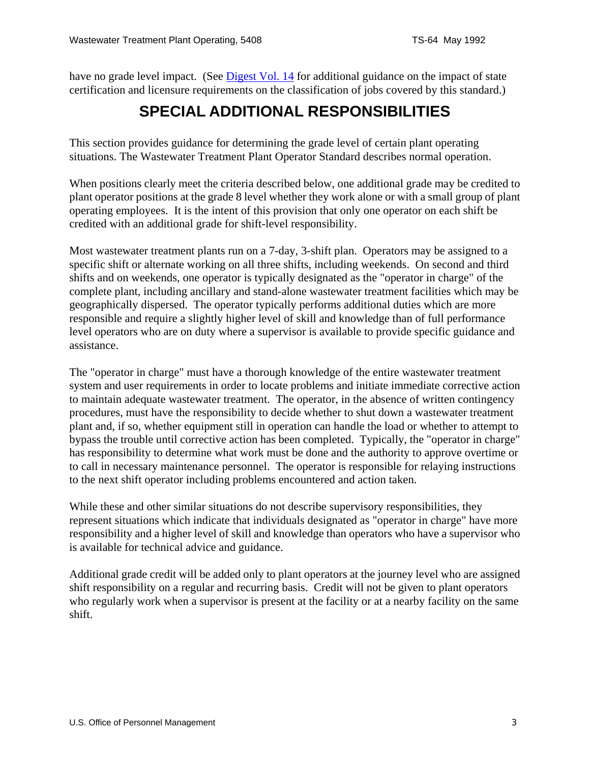have no grade level impact. (See Digest Vol. 14 for additional guidance on the impact of state certification and licensure requirements on the classification of jobs covered by this standard.)

# SPECIAL ADDITIONAL RESPONSIBILITIES

This section provides guidance for determining the grade level of certain plant operating situations. The Wastewater Treatment Plant Operator Standard describes normal operation.

When positions clearly meet the criteria described below, one additional grade may be credited to plant operator positions at the grade 8 level whether they work alone or with a small group of plant operating employees. It is the intent of this provision that only one operator on each shift be credited with an additional grade for shift-level responsibility.

Most wastewater treatment plants run on a 7-day, 3-shift plan. Operators may be assigned to a specific shift or alternate working on all three shifts, including weekends. On second and third shifts and on weekends, one operator is typically designated as the "operator in charge" of the complete plant, including ancillary and stand-alone wastewater treatment facilities which may be geographically dispersed. The operator typically performs additional duties which are more responsible and require a slightly higher level of skill and knowledge than of full performance level operators who are on duty where a supervisor is available to provide specific guidance and assistance.

The "operator in charge" must have a thorough knowledge of the entire wastewater treatment system and user requirements in order to locate problems and initiate immediate corrective action to maintain adequate wastewater treatment. The operator, in the absence of written contingency procedures, must have the responsibility to decide whether to shut down a wastewater treatment plant and, if so, whether equipment still in operation can handle the load or whether to attempt to bypass the trouble until corrective action has been completed. Typically, the "operator in charge" has responsibility to determine what work must be done and the authority to approve overtime or to call in necessary maintenance personnel. The operator is responsible for relaying instructions to the next shift operator including problems encountered and action taken.

While these and other similar situations do not describe supervisory responsibilities, they represent situations which indicate that individuals designated as "operator in charge" have more responsibility and a higher level of skill and knowledge than operators who have a supervisor who is available for technical advice and guidance.

Additional grade credit will be added only to plant operators at the journey level who are assigned shift responsibility on a regular and recurring basis. Credit will not be given to plant operators who regularly work when a supervisor is present at the facility or at a nearby facility on the same shift.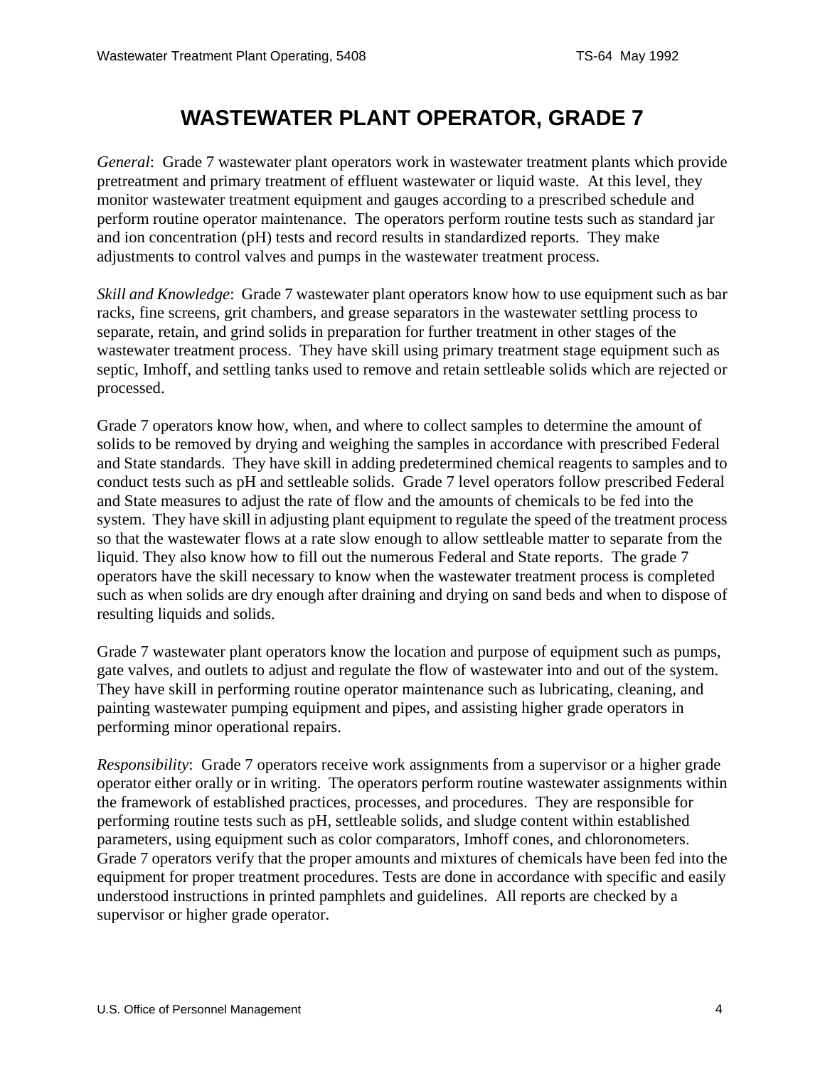# WASTEWATER PLANT OPERATOR, GRADE 7

*General*: Grade 7 wastewater plant operators work in wastewater treatment plants which provide pretreatment and primary treatment of effluent wastewater or liquid waste. At this level, they monitor wastewater treatment equipment and gauges according to a prescribed schedule and perform routine operator maintenance. The operators perform routine tests such as standard jar and ion concentration (pH) tests and record results in standardized reports. They make adjustments to control valves and pumps in the wastewater treatment process.

*Skill and Knowledge*: Grade 7 wastewater plant operators know how to use equipment such as bar racks, fine screens, grit chambers, and grease separators in the wastewater settling process to separate, retain, and grind solids in preparation for further treatment in other stages of the wastewater treatment process. They have skill using primary treatment stage equipment such as septic, Imhoff, and settling tanks used to remove and retain settleable solids which are rejected or processed.

Grade 7 operators know how, when, and where to collect samples to determine the amount of solids to be removed by drying and weighing the samples in accordance with prescribed Federal and State standards. They have skill in adding predetermined chemical reagents to samples and to conduct tests such as pH and settleable solids. Grade 7 level operators follow prescribed Federal and State measures to adjust the rate of flow and the amounts of chemicals to be fed into the system. They have skill in adjusting plant equipment to regulate the speed of the treatment process so that the wastewater flows at a rate slow enough to allow settleable matter to separate from the liquid. They also know how to fill out the numerous Federal and State reports. The grade 7 operators have the skill necessary to know when the wastewater treatment process is completed such as when solids are dry enough after draining and drying on sand beds and when to dispose of resulting liquids and solids.

Grade 7 wastewater plant operators know the location and purpose of equipment such as pumps, gate valves, and outlets to adjust and regulate the flow of wastewater into and out of the system. They have skill in performing routine operator maintenance such as lubricating, cleaning, and painting wastewater pumping equipment and pipes, and assisting higher grade operators in performing minor operational repairs.

*Responsibility*: Grade 7 operators receive work assignments from a supervisor or a higher grade operator either orally or in writing. The operators perform routine wastewater assignments within the framework of established practices, processes, and procedures. They are responsible for performing routine tests such as pH, settleable solids, and sludge content within established parameters, using equipment such as color comparators, Imhoff cones, and chloronometers. Grade 7 operators verify that the proper amounts and mixtures of chemicals have been fed into the equipment for proper treatment procedures. Tests are done in accordance with specific and easily understood instructions in printed pamphlets and guidelines. All reports are checked by a supervisor or higher grade operator.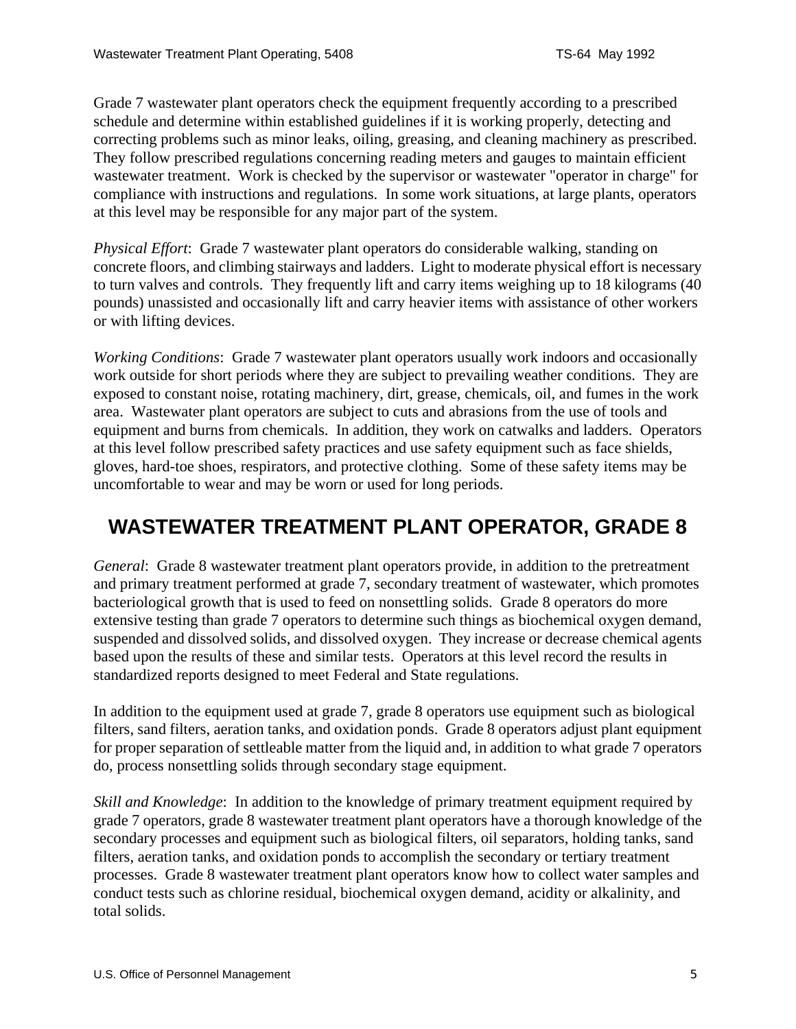Grade 7 wastewater plant operators check the equipment frequently according to a prescribed schedule and determine within established guidelines if it is working properly, detecting and correcting problems such as minor leaks, oiling, greasing, and cleaning machinery as prescribed. They follow prescribed regulations concerning reading meters and gauges to maintain efficient wastewater treatment. Work is checked by the supervisor or wastewater "operator in charge" for compliance with instructions and regulations. In some work situations, at large plants, operators at this level may be responsible for any major part of the system.

*Physical Effort*: Grade 7 wastewater plant operators do considerable walking, standing on concrete floors, and climbing stairways and ladders. Light to moderate physical effort is necessary to turn valves and controls. They frequently lift and carry items weighing up to 18 kilograms (40 pounds) unassisted and occasionally lift and carry heavier items with assistance of other workers or with lifting devices.

*Working Conditions*: Grade 7 wastewater plant operators usually work indoors and occasionally work outside for short periods where they are subject to prevailing weather conditions. They are exposed to constant noise, rotating machinery, dirt, grease, chemicals, oil, and fumes in the work area. Wastewater plant operators are subject to cuts and abrasions from the use of tools and equipment and burns from chemicals. In addition, they work on catwalks and ladders. Operators at this level follow prescribed safety practices and use safety equipment such as face shields, gloves, hard-toe shoes, respirators, and protective clothing. Some of these safety items may be uncomfortable to wear and may be worn or used for long periods.

## WASTEWATER TREATMENT PLANT OPERATOR, GRADE 8

*General*: Grade 8 wastewater treatment plant operators provide, in addition to the pretreatment and primary treatment performed at grade 7, secondary treatment of wastewater, which promotes bacteriological growth that is used to feed on nonsettling solids. Grade 8 operators do more extensive testing than grade 7 operators to determine such things as biochemical oxygen demand, suspended and dissolved solids, and dissolved oxygen. They increase or decrease chemical agents based upon the results of these and similar tests. Operators at this level record the results in standardized reports designed to meet Federal and State regulations.

In addition to the equipment used at grade 7, grade 8 operators use equipment such as biological filters, sand filters, aeration tanks, and oxidation ponds. Grade 8 operators adjust plant equipment for proper separation of settleable matter from the liquid and, in addition to what grade 7 operators do, process nonsettling solids through secondary stage equipment.

*Skill and Knowledge*: In addition to the knowledge of primary treatment equipment required by grade 7 operators, grade 8 wastewater treatment plant operators have a thorough knowledge of the secondary processes and equipment such as biological filters, oil separators, holding tanks, sand filters, aeration tanks, and oxidation ponds to accomplish the secondary or tertiary treatment processes. Grade 8 wastewater treatment plant operators know how to collect water samples and conduct tests such as chlorine residual, biochemical oxygen demand, acidity or alkalinity, and total solids.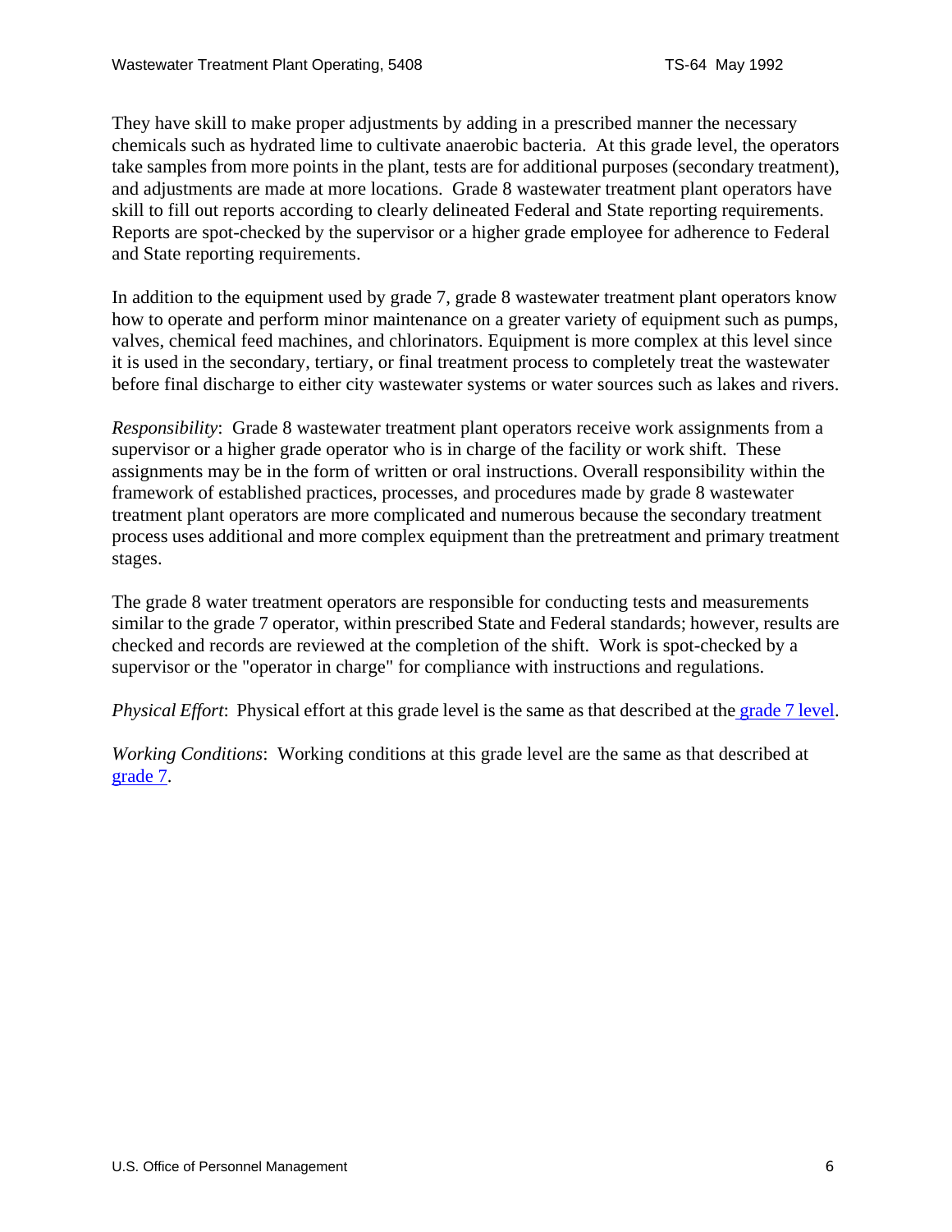They have skill to make proper adjustments by adding in a prescribed manner the necessary chemicals such as hydrated lime to cultivate anaerobic bacteria. At this grade level, the operators take samples from more points in the plant, tests are for additional purposes (secondary treatment), and adjustments are made at more locations. Grade 8 wastewater treatment plant operators have skill to fill out reports according to clearly delineated Federal and State reporting requirements. Reports are spot-checked by the supervisor or a higher grade employee for adherence to Federal and State reporting requirements.

In addition to the equipment used by grade 7, grade 8 wastewater treatment plant operators know how to operate and perform minor maintenance on a greater variety of equipment such as pumps, valves, chemical feed machines, and chlorinators. Equipment is more complex at this level since it is used in the secondary, tertiary, or final treatment process to completely treat the wastewater before final discharge to either city wastewater systems or water sources such as lakes and rivers.

*Responsibility*: Grade 8 wastewater treatment plant operators receive work assignments from a supervisor or a higher grade operator who is in charge of the facility or work shift. These assignments may be in the form of written or oral instructions. Overall responsibility within the framework of established practices, processes, and procedures made by grade 8 wastewater treatment plant operators are more complicated and numerous because the secondary treatment process uses additional and more complex equipment than the pretreatment and primary treatment stages.

The grade 8 water treatment operators are responsible for conducting tests and measurements similar to the grade 7 operator, within prescribed State and Federal standards; however, results are checked and records are reviewed at the completion of the shift. Work is spot-checked by a supervisor or the "operator in charge" for compliance with instructions and regulations.

*Physical Effort*: Physical effort at this grade level is the same as that described at the grade 7 level.

*Working Conditions*: Working conditions at this grade level are the same as that described at grade 7.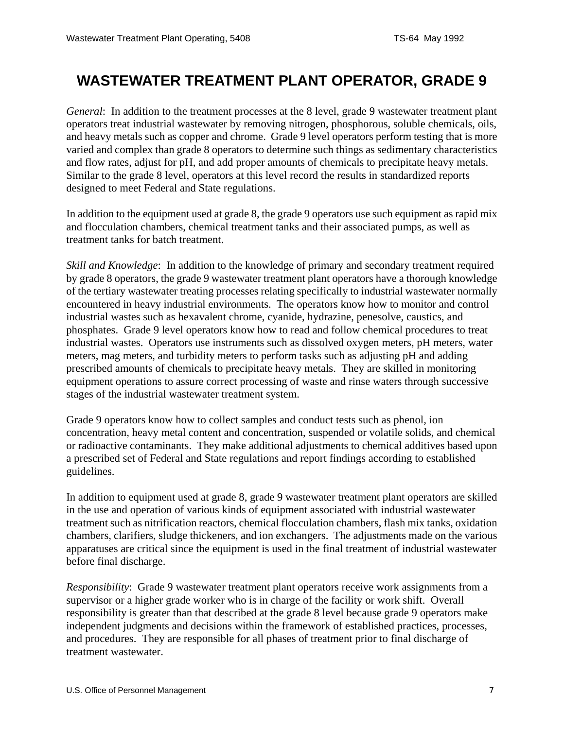# WASTEWATER TREATMENT PLANT OPERATOR, GRADE 9

*General*: In addition to the treatment processes at the 8 level, grade 9 wastewater treatment plant operators treat industrial wastewater by removing nitrogen, phosphorous, soluble chemicals, oils, and heavy metals such as copper and chrome. Grade 9 level operators perform testing that is more varied and complex than grade 8 operators to determine such things as sedimentary characteristics and flow rates, adjust for pH, and add proper amounts of chemicals to precipitate heavy metals. Similar to the grade 8 level, operators at this level record the results in standardized reports designed to meet Federal and State regulations.

In addition to the equipment used at grade 8, the grade 9 operators use such equipment as rapid mix and flocculation chambers, chemical treatment tanks and their associated pumps, as well as treatment tanks for batch treatment.

*Skill and Knowledge*: In addition to the knowledge of primary and secondary treatment required by grade 8 operators, the grade 9 wastewater treatment plant operators have a thorough knowledge of the tertiary wastewater treating processes relating specifically to industrial wastewater normally encountered in heavy industrial environments. The operators know how to monitor and control industrial wastes such as hexavalent chrome, cyanide, hydrazine, penesolve, caustics, and phosphates. Grade 9 level operators know how to read and follow chemical procedures to treat industrial wastes. Operators use instruments such as dissolved oxygen meters, pH meters, water meters, mag meters, and turbidity meters to perform tasks such as adjusting pH and adding prescribed amounts of chemicals to precipitate heavy metals. They are skilled in monitoring equipment operations to assure correct processing of waste and rinse waters through successive stages of the industrial wastewater treatment system.

Grade 9 operators know how to collect samples and conduct tests such as phenol, ion concentration, heavy metal content and concentration, suspended or volatile solids, and chemical or radioactive contaminants. They make additional adjustments to chemical additives based upon a prescribed set of Federal and State regulations and report findings according to established guidelines.

In addition to equipment used at grade 8, grade 9 wastewater treatment plant operators are skilled in the use and operation of various kinds of equipment associated with industrial wastewater treatment such as nitrification reactors, chemical flocculation chambers, flash mix tanks, oxidation chambers, clarifiers, sludge thickeners, and ion exchangers. The adjustments made on the various apparatuses are critical since the equipment is used in the final treatment of industrial wastewater before final discharge.

*Responsibility*: Grade 9 wastewater treatment plant operators receive work assignments from a supervisor or a higher grade worker who is in charge of the facility or work shift. Overall responsibility is greater than that described at the grade 8 level because grade 9 operators make independent judgments and decisions within the framework of established practices, processes, and procedures. They are responsible for all phases of treatment prior to final discharge of treatment wastewater.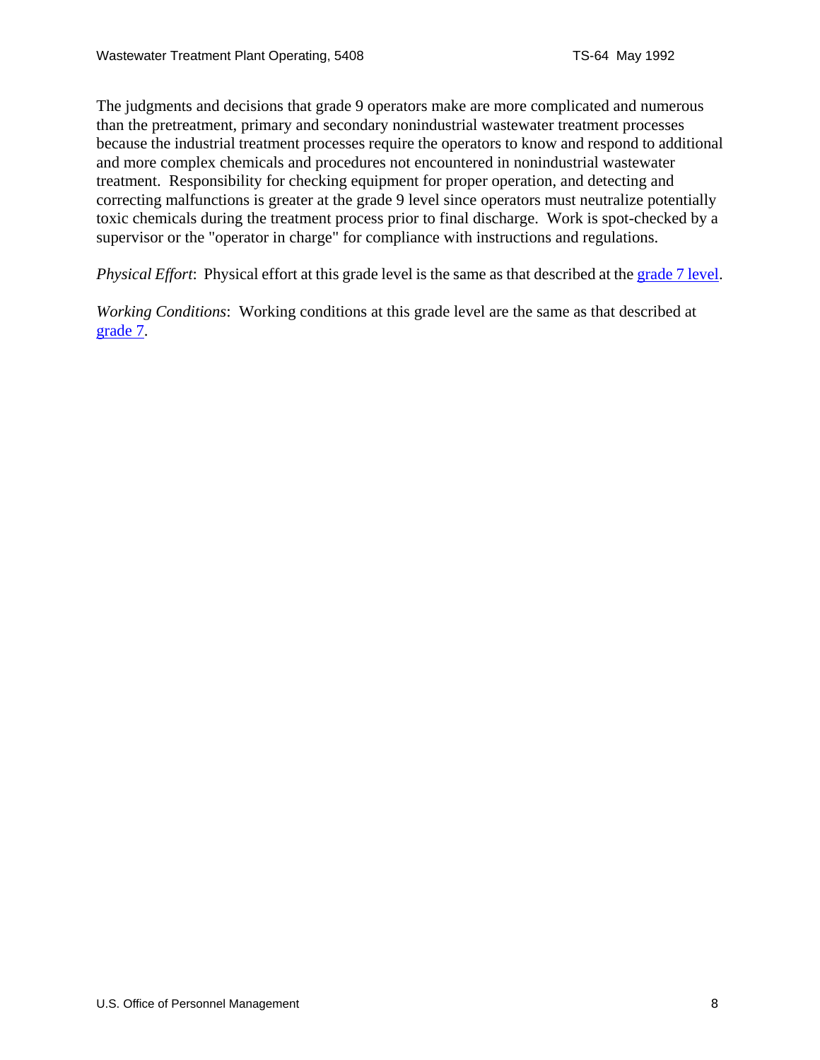The judgments and decisions that grade 9 operators make are more complicated and numerous than the pretreatment, primary and secondary nonindustrial wastewater treatment processes because the industrial treatment processes require the operators to know and respond to additional and more complex chemicals and procedures not encountered in nonindustrial wastewater treatment. Responsibility for checking equipment for proper operation, and detecting and correcting malfunctions is greater at the grade 9 level since operators must neutralize potentially toxic chemicals during the treatment process prior to final discharge. Work is spot-checked by a supervisor or the "operator in charge" for compliance with instructions and regulations.

*Physical Effort*: Physical effort at this grade level is the same as that described at the grade 7 level.

*Working Conditions*: Working conditions at this grade level are the same as that described at grade 7.